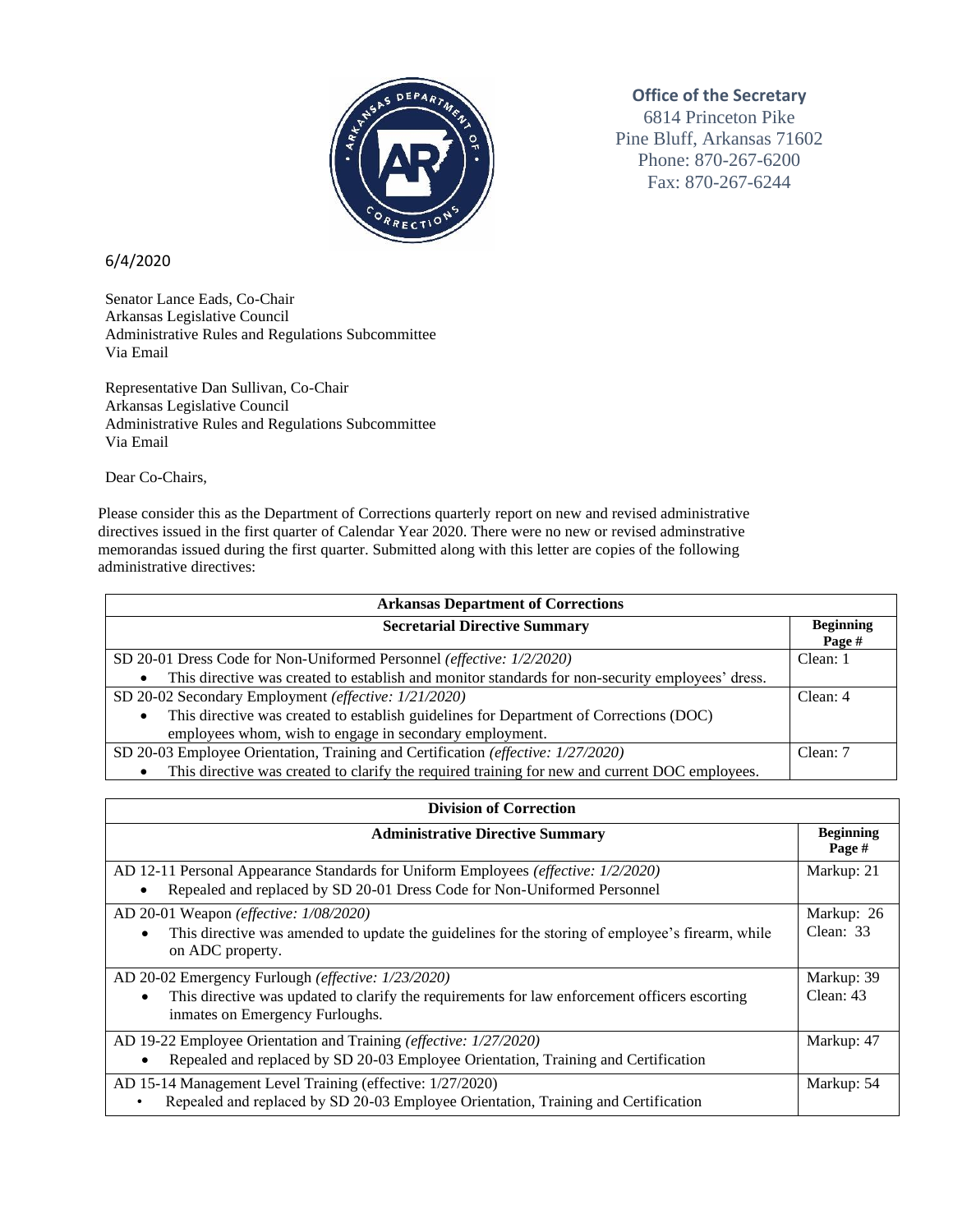**Office of the Secretary**
6814 Princeton Pike
Pine Bluff, Arkansas 71602
Phone: 870-267-6200
Fax: 870-267-6244

6/4/2020

Senator Lance Eads, Co-Chair
Arkansas Legislative Council
Administrative Rules and Regulations Subcommittee
Via Email

Representative Dan Sullivan, Co-Chair
Arkansas Legislative Council
Administrative Rules and Regulations Subcommittee
Via Email

Dear Co-Chairs,

Please consider this as the Department of Corrections quarterly report on new and revised administrative directives issued in the first quarter of Calendar Year 2020. There were no new or revised adminstrative memorandas issued during the first quarter. Submitted along with this letter are copies of the following administrative directives:

| **Arkansas Department of Corrections** | |
|---|---|
| **Secretarial Directive Summary** | **Beginning Page #** |
| SD 20-01 Dress Code for Non-Uniformed Personnel *(effective: 1/2/2020)*<br>• This directive was created to establish and monitor standards for non-security employees' dress. | Clean: 1 |
| SD 20-02 Secondary Employment *(effective: 1/21/2020)*<br>• This directive was created to establish guidelines for Department of Corrections (DOC) employees whom, wish to engage in secondary employment. | Clean: 4 |
| SD 20-03 Employee Orientation, Training and Certification *(effective: 1/27/2020)*<br>• This directive was created to clarify the required training for new and current DOC employees. | Clean: 7 |

| **Division of Correction** | |
|---|---|
| **Administrative Directive Summary** | **Beginning Page #** |
| AD 12-11 Personal Appearance Standards for Uniform Employees *(effective: 1/2/2020)*<br>• Repealed and replaced by SD 20-01 Dress Code for Non-Uniformed Personnel | Markup: 21 |
| AD 20-01 Weapon *(effective: 1/08/2020)*<br>• This directive was amended to update the guidelines for the storing of employee's firearm, while on ADC property. | Markup: 26<br>Clean: 33 |
| AD 20-02 Emergency Furlough *(effective: 1/23/2020)*<br>• This directive was updated to clarify the requirements for law enforcement officers escorting inmates on Emergency Furloughs. | Markup: 39<br>Clean: 43 |
| AD 19-22 Employee Orientation and Training *(effective: 1/27/2020)*<br>• Repealed and replaced by SD 20-03 Employee Orientation, Training and Certification | Markup: 47 |
| AD 15-14 Management Level Training (effective: 1/27/2020)<br>• Repealed and replaced by SD 20-03 Employee Orientation, Training and Certification | Markup: 54 |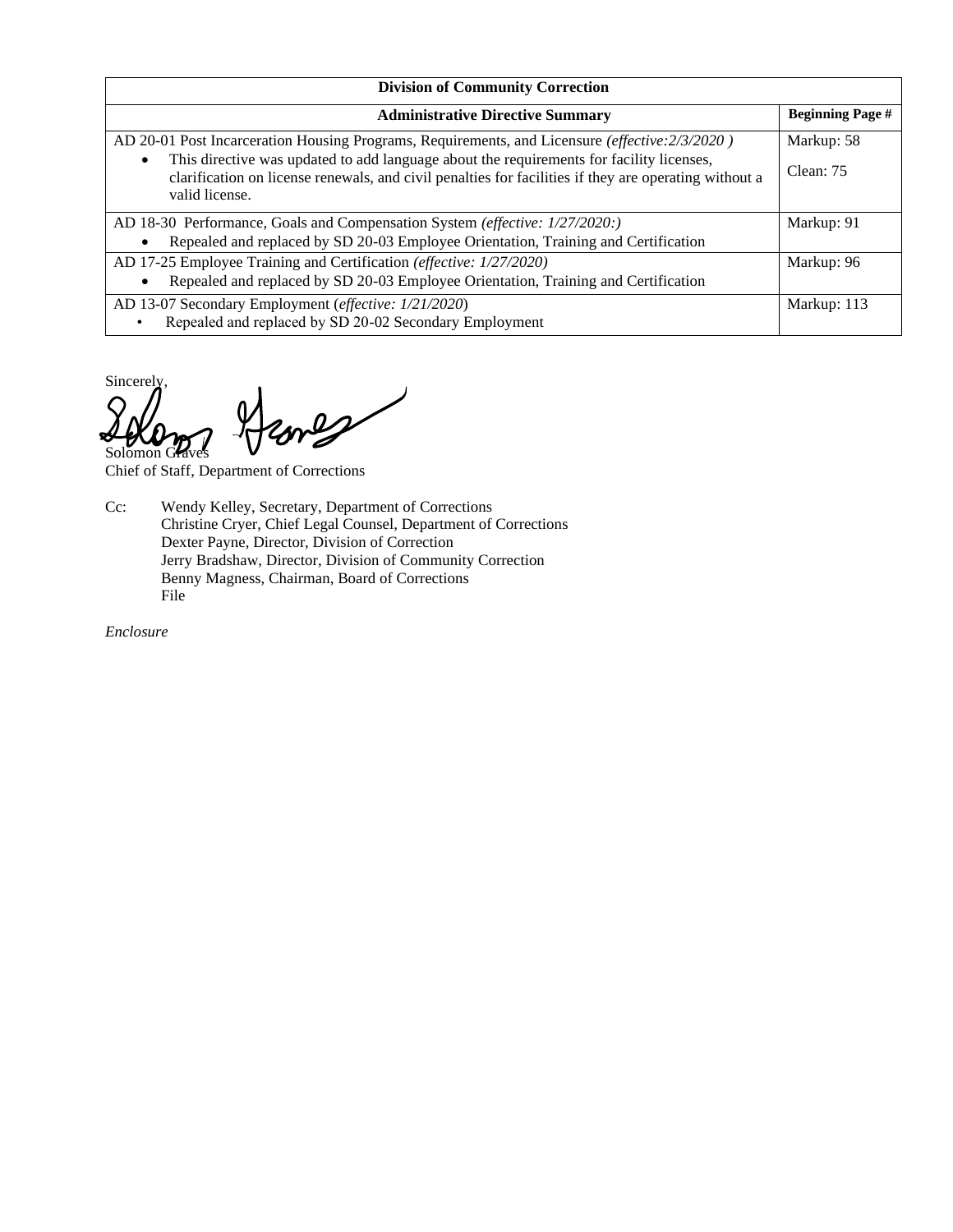| Division of Community Correction | |
|---|---|
| **Administrative Directive Summary** | **Beginning Page #** |
| AD 20-01 Post Incarceration Housing Programs, Requirements, and Licensure *(effective:2/3/2020 )*<br>• This directive was updated to add language about the requirements for facility licenses, clarification on license renewals, and civil penalties for facilities if they are operating without a valid license. | Markup: 58<br>Clean: 75 |
| AD 18-30 Performance, Goals and Compensation System *(effective: 1/27/2020:)*<br>• Repealed and replaced by SD 20-03 Employee Orientation, Training and Certification | Markup: 91 |
| AD 17-25 Employee Training and Certification *(effective: 1/27/2020)*<br>• Repealed and replaced by SD 20-03 Employee Orientation, Training and Certification | Markup: 96 |
| AD 13-07 Secondary Employment (*effective: 1/21/2020*)<br>• Repealed and replaced by SD 20-02 Secondary Employment | Markup: 113 |

Sincerely,

Solomon Graves
Chief of Staff, Department of Corrections

Cc: Wendy Kelley, Secretary, Department of Corrections
Christine Cryer, Chief Legal Counsel, Department of Corrections
Dexter Payne, Director, Division of Correction
Jerry Bradshaw, Director, Division of Community Correction
Benny Magness, Chairman, Board of Corrections
File

*Enclosure*